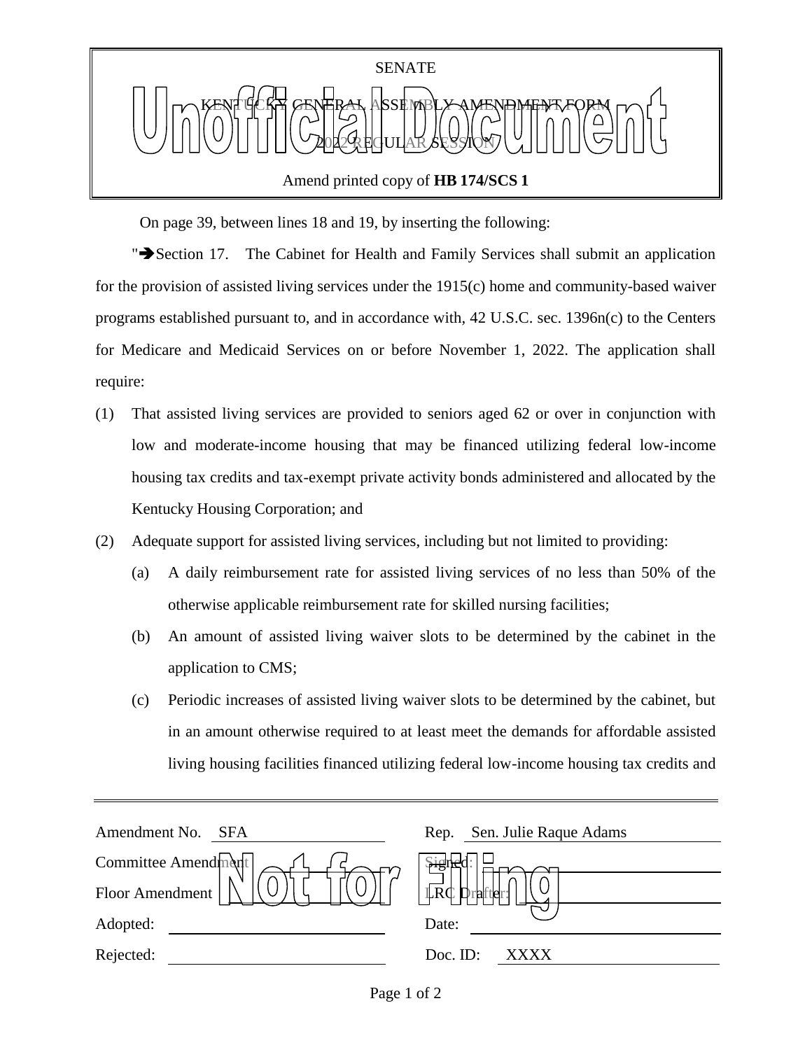SENATE

KENTUCKY GENERAL ASSEMBLY AMENDMENT FORM

2022 REGULAR SESSION

Amend printed copy of **HB 174/SCS 1**

Unofficial Document

On page 39, between lines 18 and 19, by inserting the following:

"➔Section 17. The Cabinet for Health and Family Services shall submit an application for the provision of assisted living services under the 1915(c) home and community-based waiver programs established pursuant to, and in accordance with, 42 U.S.C. sec. 1396n(c) to the Centers for Medicare and Medicaid Services on or before November 1, 2022. The application shall require:

(1) That assisted living services are provided to seniors aged 62 or over in conjunction with low and moderate-income housing that may be financed utilizing federal low-income housing tax credits and tax-exempt private activity bonds administered and allocated by the Kentucky Housing Corporation; and

(2) Adequate support for assisted living services, including but not limited to providing:

(a) A daily reimbursement rate for assisted living services of no less than 50% of the otherwise applicable reimbursement rate for skilled nursing facilities;

(b) An amount of assisted living waiver slots to be determined by the cabinet in the application to CMS;

(c) Periodic increases of assisted living waiver slots to be determined by the cabinet, but in an amount otherwise required to at least meet the demands for affordable assisted living housing facilities financed utilizing federal low-income housing tax credits and

| | | | |
|---|---|---|---|
| Amendment No. | SFA | Rep. | Sen. Julie Raque Adams |
| Committee Amendment | | Signed: | |
| Floor Amendment | | LRC Drafter: | |
| Adopted: | | Date: | |
| Rejected: | | Doc. ID: | XXXX |

Not for Filing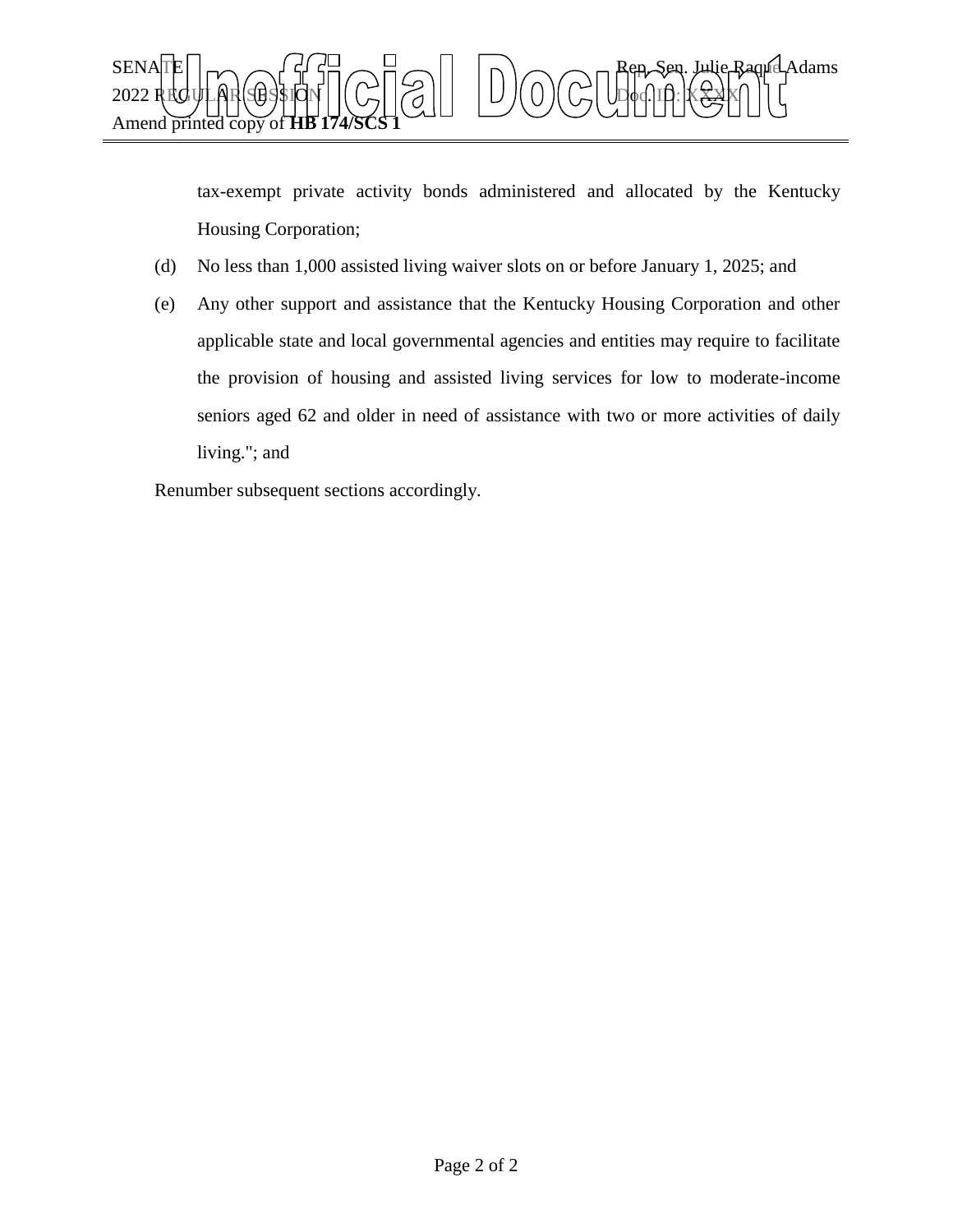tax-exempt private activity bonds administered and allocated by the Kentucky Housing Corporation;

(d) No less than 1,000 assisted living waiver slots on or before January 1, 2025; and

(e) Any other support and assistance that the Kentucky Housing Corporation and other applicable state and local governmental agencies and entities may require to facilitate the provision of housing and assisted living services for low to moderate-income seniors aged 62 and older in need of assistance with two or more activities of daily living."; and

Renumber subsequent sections accordingly.